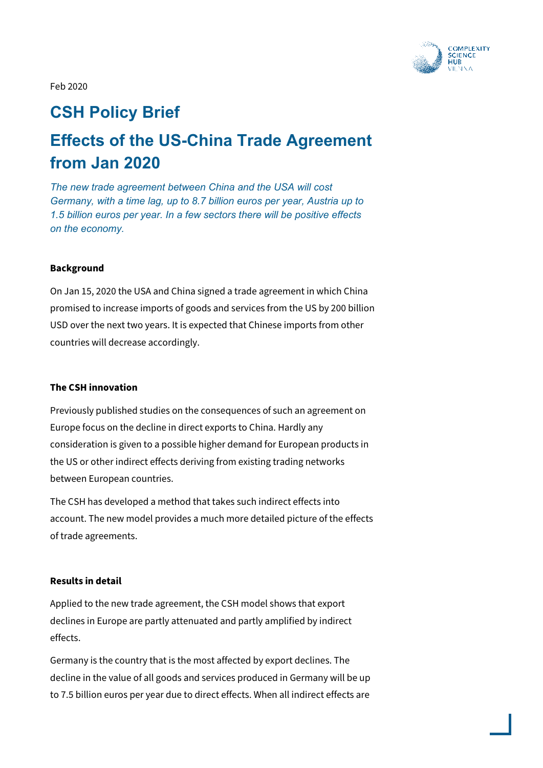Feb 2020

# CSH Policy Brief

# Effects of the US-China Trade Agreement from Jan 2020

*The new trade agreement between China and the USA will cost Germany, with a time lag, up to 8.7 billion euros per year, Austria up to 1.5 billion euros per year. In a few sectors there will be positive effects on the economy.*

**Background**

On Jan 15, 2020 the USA and China signed a trade agreement in which China promised to increase imports of goods and services from the US by 200 billion USD over the next two years. It is expected that Chinese imports from other countries will decrease accordingly.

**The CSH innovation**

Previously published studies on the consequences of such an agreement on Europe focus on the decline in direct exports to China. Hardly any consideration is given to a possible higher demand for European products in the US or other indirect effects deriving from existing trading networks between European countries.

The CSH has developed a method that takes such indirect effects into account. The new model provides a much more detailed picture of the effects of trade agreements.

**Results in detail**

Applied to the new trade agreement, the CSH model shows that export declines in Europe are partly attenuated and partly amplified by indirect effects.

Germany is the country that is the most affected by export declines. The decline in the value of all goods and services produced in Germany will be up to 7.5 billion euros per year due to direct effects. When all indirect effects are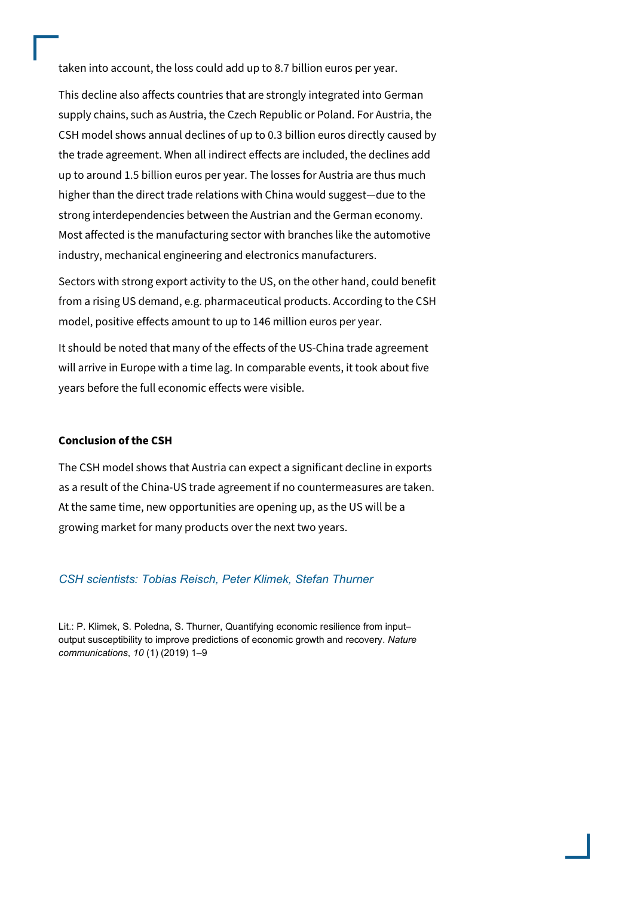taken into account, the loss could add up to 8.7 billion euros per year.

This decline also affects countries that are strongly integrated into German supply chains, such as Austria, the Czech Republic or Poland. For Austria, the CSH model shows annual declines of up to 0.3 billion euros directly caused by the trade agreement. When all indirect effects are included, the declines add up to around 1.5 billion euros per year. The losses for Austria are thus much higher than the direct trade relations with China would suggest—due to the strong interdependencies between the Austrian and the German economy. Most affected is the manufacturing sector with branches like the automotive industry, mechanical engineering and electronics manufacturers.

Sectors with strong export activity to the US, on the other hand, could benefit from a rising US demand, e.g. pharmaceutical products. According to the CSH model, positive effects amount to up to 146 million euros per year.

It should be noted that many of the effects of the US-China trade agreement will arrive in Europe with a time lag. In comparable events, it took about five years before the full economic effects were visible.

**Conclusion of the CSH**

The CSH model shows that Austria can expect a significant decline in exports as a result of the China-US trade agreement if no countermeasures are taken. At the same time, new opportunities are opening up, as the US will be a growing market for many products over the next two years.

*CSH scientists: Tobias Reisch, Peter Klimek, Stefan Thurner*

Lit.: P. Klimek, S. Poledna, S. Thurner, Quantifying economic resilience from input–output susceptibility to improve predictions of economic growth and recovery. *Nature communications*, *10* (1) (2019) 1–9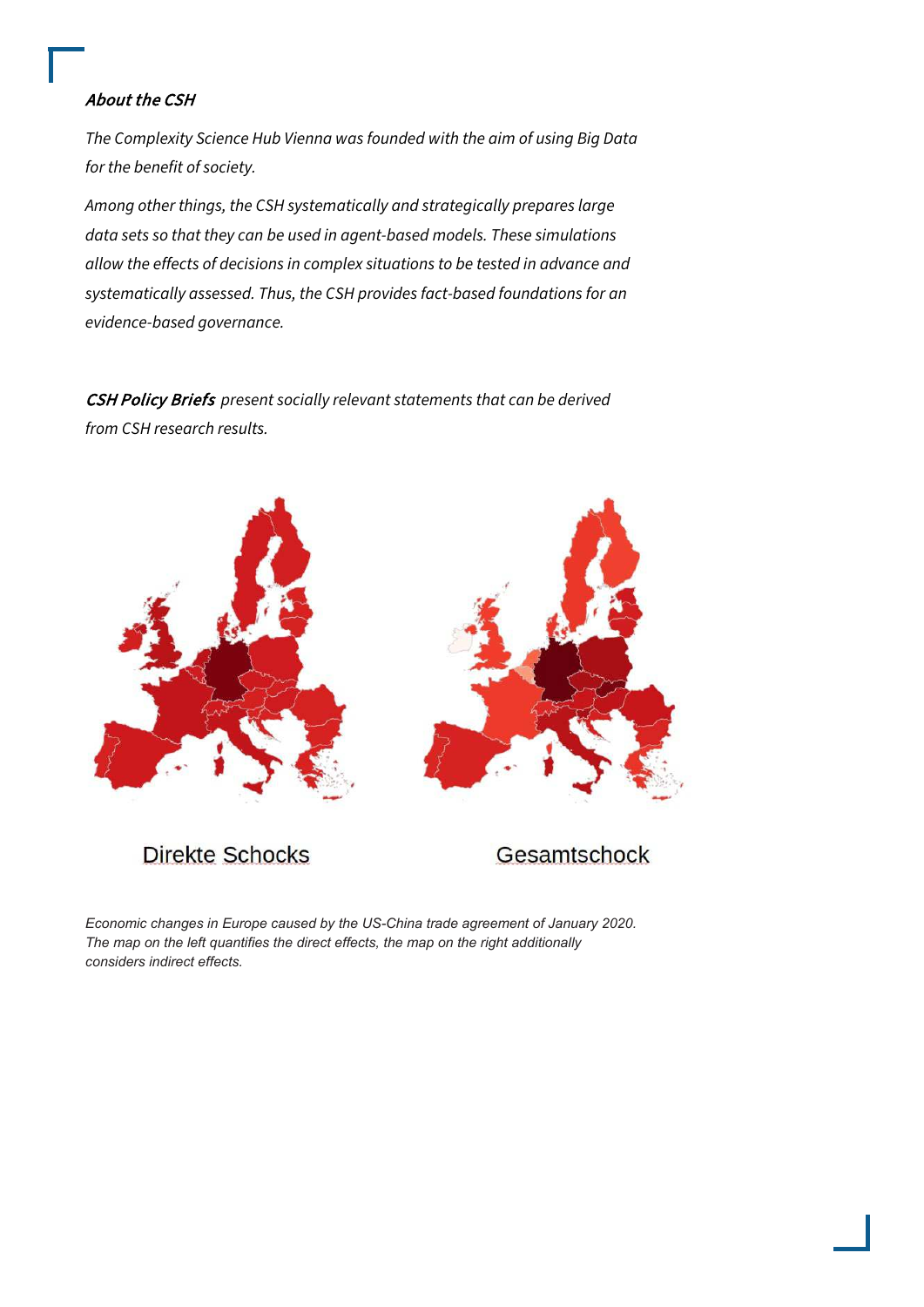***About the CSH***

*The Complexity Science Hub Vienna was founded with the aim of using Big Data for the benefit of society.*

*Among other things, the CSH systematically and strategically prepares large data sets so that they can be used in agent-based models. These simulations allow the effects of decisions in complex situations to be tested in advance and systematically assessed. Thus, the CSH provides fact-based foundations for an evidence-based governance.*

***CSH Policy Briefs*** *present socially relevant statements that can be derived from CSH research results.*

Direkte Schocks

Gesamtschock

*Economic changes in Europe caused by the US-China trade agreement of January 2020. The map on the left quantifies the direct effects, the map on the right additionally considers indirect effects.*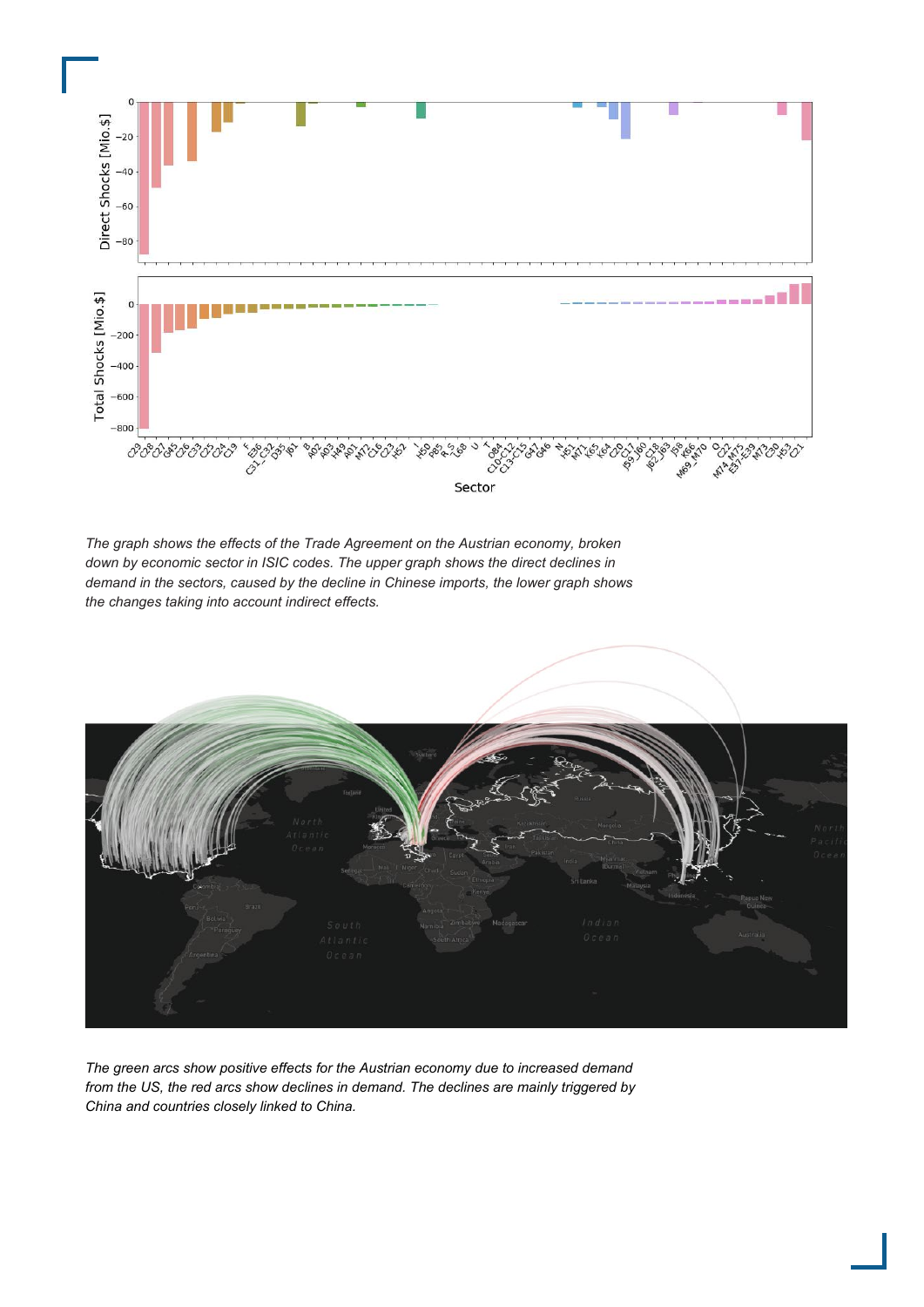Direct Shocks [Mio.$]

0
−20
−40
−60
−80

Total Shocks [Mio.$]

0
−200
−400
−600
−800

C29 C28 C27 G45 C26 C33 C25 C24 C19 F E36 C31_C32 D35 J61 B A02 A03 H49 A01 M72 C16 C23 H52 I H50 P85 R_S L68 U T O84 C10-C12 C13-C15 G47 G46 N H51 M71 K65 K64 C20 C17 J59_J60 C18 J62_J63 J58 K66 M69_M70 Q C22 M74_M75 E37-E39 M73 C30 H53 C21

Sector

*The graph shows the effects of the Trade Agreement on the Austrian economy, broken down by economic sector in ISIC codes. The upper graph shows the direct declines in demand in the sectors, caused by the decline in Chinese imports, the lower graph shows the changes taking into account indirect effects.*

*The green arcs show positive effects for the Austrian economy due to increased demand from the US, the red arcs show declines in demand. The declines are mainly triggered by China and countries closely linked to China.*